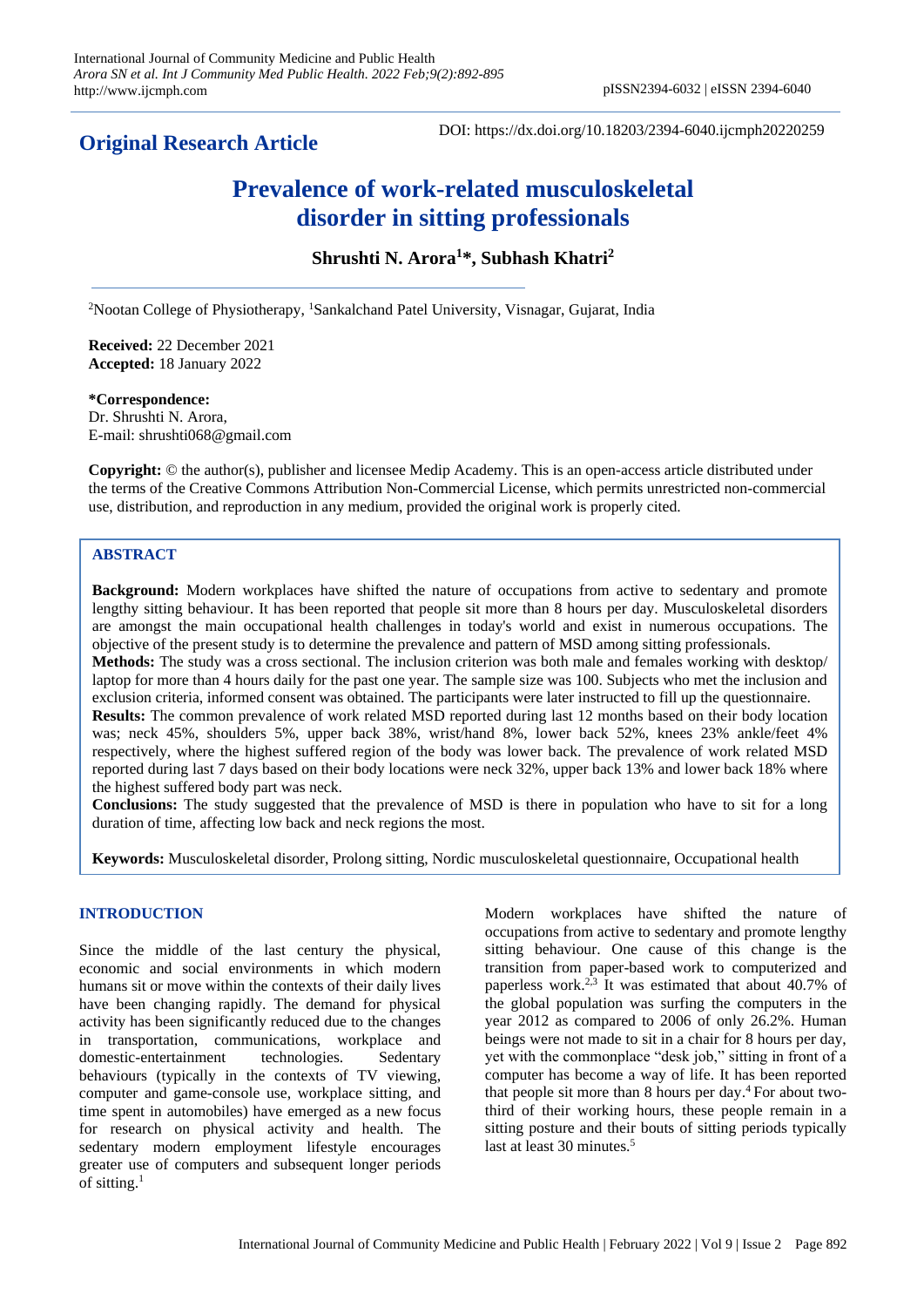**Original Research Article**

DOI: https://dx.doi.org/10.18203/2394-6040.ijcmph20220259

# Prevalence of work-related musculoskeletal disorder in sitting professionals

**Shrushti N. Arora[1]*, Subhash Khatri[2]**

[2]Nootan College of Physiotherapy, [1]Sankalchand Patel University, Visnagar, Gujarat, India

**Received:** 22 December 2021
**Accepted:** 18 January 2022

**\*Correspondence:**
Dr. Shrushti N. Arora,
E-mail: shrushti068@gmail.com

**Copyright:** © the author(s), publisher and licensee Medip Academy. This is an open-access article distributed under the terms of the Creative Commons Attribution Non-Commercial License, which permits unrestricted non-commercial use, distribution, and reproduction in any medium, provided the original work is properly cited.

## ABSTRACT

**Background:** Modern workplaces have shifted the nature of occupations from active to sedentary and promote lengthy sitting behaviour. It has been reported that people sit more than 8 hours per day. Musculoskeletal disorders are amongst the main occupational health challenges in today's world and exist in numerous occupations. The objective of the present study is to determine the prevalence and pattern of MSD among sitting professionals.

**Methods:** The study was a cross sectional. The inclusion criterion was both male and females working with desktop/ laptop for more than 4 hours daily for the past one year. The sample size was 100. Subjects who met the inclusion and exclusion criteria, informed consent was obtained. The participants were later instructed to fill up the questionnaire.

**Results:** The common prevalence of work related MSD reported during last 12 months based on their body location was; neck 45%, shoulders 5%, upper back 38%, wrist/hand 8%, lower back 52%, knees 23% ankle/feet 4% respectively, where the highest suffered region of the body was lower back. The prevalence of work related MSD reported during last 7 days based on their body locations were neck 32%, upper back 13% and lower back 18% where the highest suffered body part was neck.

**Conclusions:** The study suggested that the prevalence of MSD is there in population who have to sit for a long duration of time, affecting low back and neck regions the most.

**Keywords:** Musculoskeletal disorder, Prolong sitting, Nordic musculoskeletal questionnaire, Occupational health

## INTRODUCTION

Since the middle of the last century the physical, economic and social environments in which modern humans sit or move within the contexts of their daily lives have been changing rapidly. The demand for physical activity has been significantly reduced due to the changes in transportation, communications, workplace and domestic-entertainment technologies. Sedentary behaviours (typically in the contexts of TV viewing, computer and game-console use, workplace sitting, and time spent in automobiles) have emerged as a new focus for research on physical activity and health. The sedentary modern employment lifestyle encourages greater use of computers and subsequent longer periods of sitting.[1]

Modern workplaces have shifted the nature of occupations from active to sedentary and promote lengthy sitting behaviour. One cause of this change is the transition from paper-based work to computerized and paperless work.[2,3] It was estimated that about 40.7% of the global population was surfing the computers in the year 2012 as compared to 2006 of only 26.2%. Human beings were not made to sit in a chair for 8 hours per day, yet with the commonplace "desk job," sitting in front of a computer has become a way of life. It has been reported that people sit more than 8 hours per day.[4] For about two-third of their working hours, these people remain in a sitting posture and their bouts of sitting periods typically last at least 30 minutes.[5]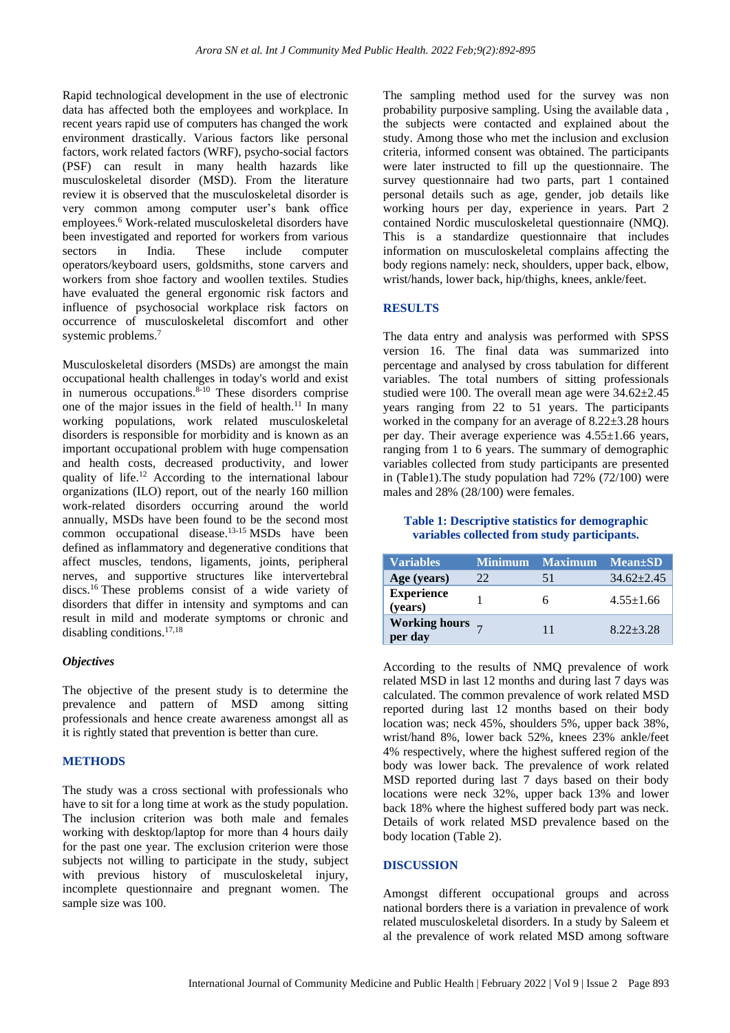Rapid technological development in the use of electronic data has affected both the employees and workplace. In recent years rapid use of computers has changed the work environment drastically. Various factors like personal factors, work related factors (WRF), psycho-social factors (PSF) can result in many health hazards like musculoskeletal disorder (MSD). From the literature review it is observed that the musculoskeletal disorder is very common among computer user's bank office employees.[6] Work-related musculoskeletal disorders have been investigated and reported for workers from various sectors in India. These include computer operators/keyboard users, goldsmiths, stone carvers and workers from shoe factory and woollen textiles. Studies have evaluated the general ergonomic risk factors and influence of psychosocial workplace risk factors on occurrence of musculoskeletal discomfort and other systemic problems.[7]

Musculoskeletal disorders (MSDs) are amongst the main occupational health challenges in today's world and exist in numerous occupations.[8-10] These disorders comprise one of the major issues in the field of health.[11] In many working populations, work related musculoskeletal disorders is responsible for morbidity and is known as an important occupational problem with huge compensation and health costs, decreased productivity, and lower quality of life.[12] According to the international labour organizations (ILO) report, out of the nearly 160 million work-related disorders occurring around the world annually, MSDs have been found to be the second most common occupational disease.[13-15] MSDs have been defined as inflammatory and degenerative conditions that affect muscles, tendons, ligaments, joints, peripheral nerves, and supportive structures like intervertebral discs.[16] These problems consist of a wide variety of disorders that differ in intensity and symptoms and can result in mild and moderate symptoms or chronic and disabling conditions.[17,18]

### *Objectives*

The objective of the present study is to determine the prevalence and pattern of MSD among sitting professionals and hence create awareness amongst all as it is rightly stated that prevention is better than cure.

## METHODS

The study was a cross sectional with professionals who have to sit for a long time at work as the study population. The inclusion criterion was both male and females working with desktop/laptop for more than 4 hours daily for the past one year. The exclusion criterion were those subjects not willing to participate in the study, subject with previous history of musculoskeletal injury, incomplete questionnaire and pregnant women. The sample size was 100.

The sampling method used for the survey was non probability purposive sampling. Using the available data , the subjects were contacted and explained about the study. Among those who met the inclusion and exclusion criteria, informed consent was obtained. The participants were later instructed to fill up the questionnaire. The survey questionnaire had two parts, part 1 contained personal details such as age, gender, job details like working hours per day, experience in years. Part 2 contained Nordic musculoskeletal questionnaire (NMQ). This is a standardize questionnaire that includes information on musculoskeletal complains affecting the body regions namely: neck, shoulders, upper back, elbow, wrist/hands, lower back, hip/thighs, knees, ankle/feet.

## RESULTS

The data entry and analysis was performed with SPSS version 16. The final data was summarized into percentage and analysed by cross tabulation for different variables. The total numbers of sitting professionals studied were 100. The overall mean age were 34.62±2.45 years ranging from 22 to 51 years. The participants worked in the company for an average of 8.22±3.28 hours per day. Their average experience was 4.55±1.66 years, ranging from 1 to 6 years. The summary of demographic variables collected from study participants are presented in (Table1).The study population had 72% (72/100) were males and 28% (28/100) were females.

**Table 1: Descriptive statistics for demographic variables collected from study participants.**

| Variables | Minimum | Maximum | Mean±SD |
|---|---|---|---|
| **Age (years)** | 22 | 51 | 34.62±2.45 |
| **Experience (years)** | 1 | 6 | 4.55±1.66 |
| **Working hours per day** | 7 | 11 | 8.22±3.28 |

According to the results of NMQ prevalence of work related MSD in last 12 months and during last 7 days was calculated. The common prevalence of work related MSD reported during last 12 months based on their body location was; neck 45%, shoulders 5%, upper back 38%, wrist/hand 8%, lower back 52%, knees 23% ankle/feet 4% respectively, where the highest suffered region of the body was lower back. The prevalence of work related MSD reported during last 7 days based on their body locations were neck 32%, upper back 13% and lower back 18% where the highest suffered body part was neck. Details of work related MSD prevalence based on the body location (Table 2).

## DISCUSSION

Amongst different occupational groups and across national borders there is a variation in prevalence of work related musculoskeletal disorders. In a study by Saleem et al the prevalence of work related MSD among software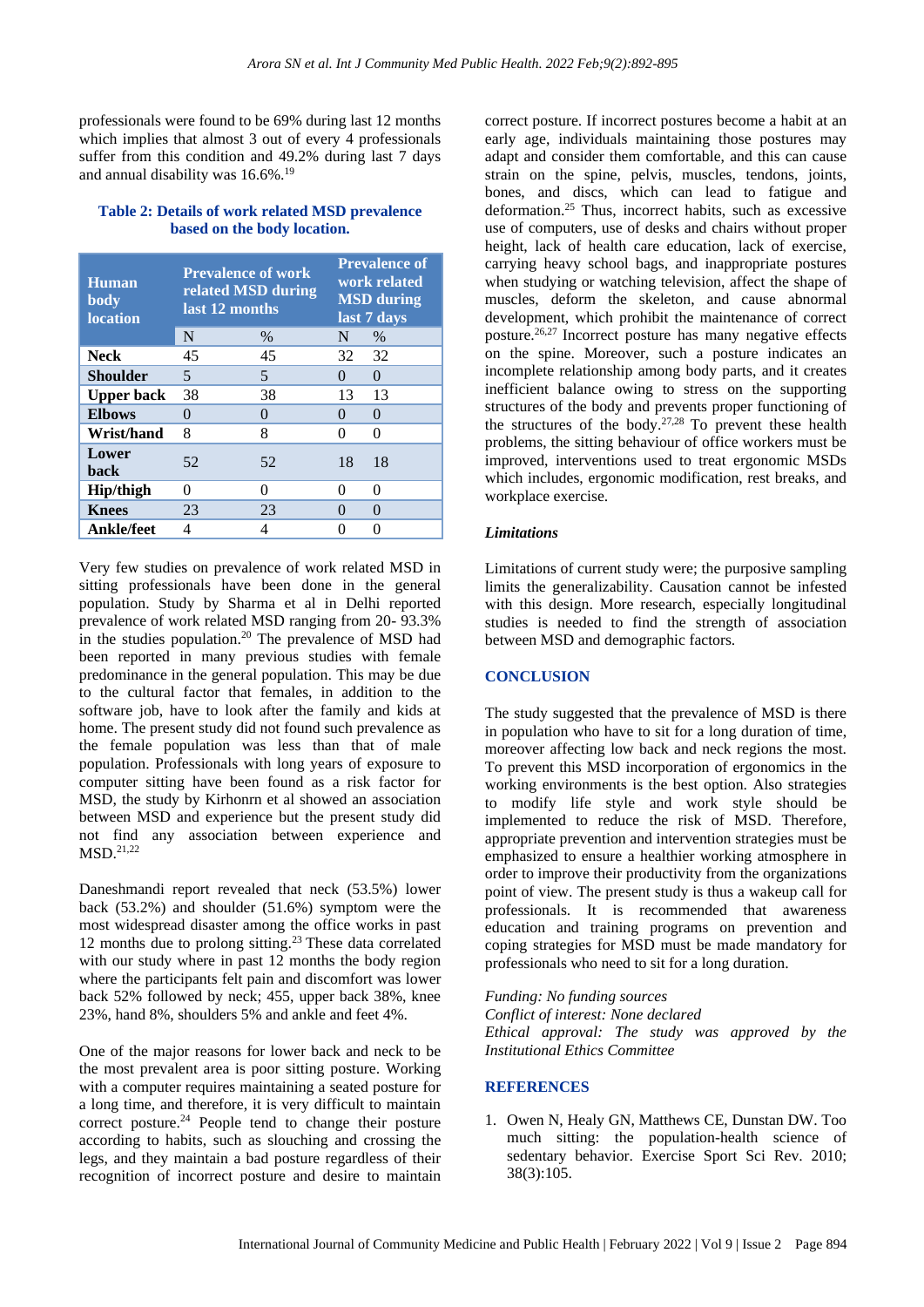professionals were found to be 69% during last 12 months which implies that almost 3 out of every 4 professionals suffer from this condition and 49.2% during last 7 days and annual disability was 16.6%.[19]

**Table 2: Details of work related MSD prevalence based on the body location.**

| Human body location | Prevalence of work related MSD during last 12 months | | Prevalence of work related MSD during last 7 days | |
|---|---|---|---|---|
| | N | % | N | % |
| **Neck** | 45 | 45 | 32 | 32 |
| **Shoulder** | 5 | 5 | 0 | 0 |
| **Upper back** | 38 | 38 | 13 | 13 |
| **Elbows** | 0 | 0 | 0 | 0 |
| **Wrist/hand** | 8 | 8 | 0 | 0 |
| **Lower back** | 52 | 52 | 18 | 18 |
| **Hip/thigh** | 0 | 0 | 0 | 0 |
| **Knees** | 23 | 23 | 0 | 0 |
| **Ankle/feet** | 4 | 4 | 0 | 0 |

Very few studies on prevalence of work related MSD in sitting professionals have been done in the general population. Study by Sharma et al in Delhi reported prevalence of work related MSD ranging from 20- 93.3% in the studies population.[20] The prevalence of MSD had been reported in many previous studies with female predominance in the general population. This may be due to the cultural factor that females, in addition to the software job, have to look after the family and kids at home. The present study did not found such prevalence as the female population was less than that of male population. Professionals with long years of exposure to computer sitting have been found as a risk factor for MSD, the study by Kirhonrn et al showed an association between MSD and experience but the present study did not find any association between experience and MSD.[21,22]

Daneshmandi report revealed that neck (53.5%) lower back (53.2%) and shoulder (51.6%) symptom were the most widespread disaster among the office works in past 12 months due to prolong sitting.[23] These data correlated with our study where in past 12 months the body region where the participants felt pain and discomfort was lower back 52% followed by neck; 455, upper back 38%, knee 23%, hand 8%, shoulders 5% and ankle and feet 4%.

One of the major reasons for lower back and neck to be the most prevalent area is poor sitting posture. Working with a computer requires maintaining a seated posture for a long time, and therefore, it is very difficult to maintain correct posture.[24] People tend to change their posture according to habits, such as slouching and crossing the legs, and they maintain a bad posture regardless of their recognition of incorrect posture and desire to maintain correct posture. If incorrect postures become a habit at an early age, individuals maintaining those postures may adapt and consider them comfortable, and this can cause strain on the spine, pelvis, muscles, tendons, joints, bones, and discs, which can lead to fatigue and deformation.[25] Thus, incorrect habits, such as excessive use of computers, use of desks and chairs without proper height, lack of health care education, lack of exercise, carrying heavy school bags, and inappropriate postures when studying or watching television, affect the shape of muscles, deform the skeleton, and cause abnormal development, which prohibit the maintenance of correct posture.[26,27] Incorrect posture has many negative effects on the spine. Moreover, such a posture indicates an incomplete relationship among body parts, and it creates inefficient balance owing to stress on the supporting structures of the body and prevents proper functioning of the structures of the body.[27,28] To prevent these health problems, the sitting behaviour of office workers must be improved, interventions used to treat ergonomic MSDs which includes, ergonomic modification, rest breaks, and workplace exercise.

### *Limitations*

Limitations of current study were; the purposive sampling limits the generalizability. Causation cannot be infested with this design. More research, especially longitudinal studies is needed to find the strength of association between MSD and demographic factors.

## CONCLUSION

The study suggested that the prevalence of MSD is there in population who have to sit for a long duration of time, moreover affecting low back and neck regions the most. To prevent this MSD incorporation of ergonomics in the working environments is the best option. Also strategies to modify life style and work style should be implemented to reduce the risk of MSD. Therefore, appropriate prevention and intervention strategies must be emphasized to ensure a healthier working atmosphere in order to improve their productivity from the organizations point of view. The present study is thus a wakeup call for professionals. It is recommended that awareness education and training programs on prevention and coping strategies for MSD must be made mandatory for professionals who need to sit for a long duration.

*Funding: No funding sources*
*Conflict of interest: None declared*
*Ethical approval: The study was approved by the Institutional Ethics Committee*

## REFERENCES

1. Owen N, Healy GN, Matthews CE, Dunstan DW. Too much sitting: the population-health science of sedentary behavior. Exercise Sport Sci Rev. 2010;38(3):105.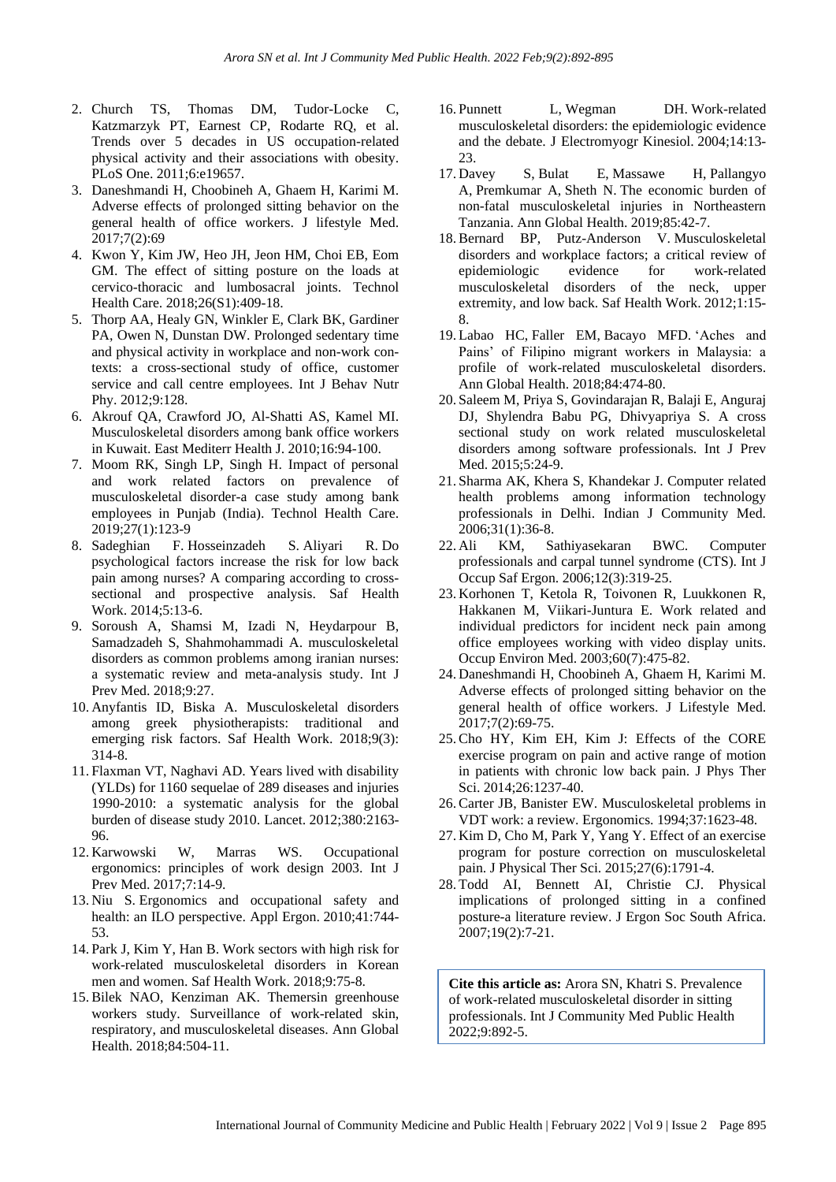2. Church TS, Thomas DM, Tudor-Locke C, Katzmarzyk PT, Earnest CP, Rodarte RQ, et al. Trends over 5 decades in US occupation-related physical activity and their associations with obesity. PLoS One. 2011;6:e19657.
3. Daneshmandi H, Choobineh A, Ghaem H, Karimi M. Adverse effects of prolonged sitting behavior on the general health of office workers. J lifestyle Med. 2017;7(2):69
4. Kwon Y, Kim JW, Heo JH, Jeon HM, Choi EB, Eom GM. The effect of sitting posture on the loads at cervico-thoracic and lumbosacral joints. Technol Health Care. 2018;26(S1):409-18.
5. Thorp AA, Healy GN, Winkler E, Clark BK, Gardiner PA, Owen N, Dunstan DW. Prolonged sedentary time and physical activity in workplace and non-work contexts: a cross-sectional study of office, customer service and call centre employees. Int J Behav Nutr Phy. 2012;9:128.
6. Akrouf QA, Crawford JO, Al-Shatti AS, Kamel MI. Musculoskeletal disorders among bank office workers in Kuwait. East Mediterr Health J. 2010;16:94-100.
7. Moom RK, Singh LP, Singh H. Impact of personal and work related factors on prevalence of musculoskeletal disorder-a case study among bank employees in Punjab (India). Technol Health Care. 2019;27(1):123-9
8. Sadeghian F. Hosseinzadeh S. Aliyari R. Do psychological factors increase the risk for low back pain among nurses? A comparing according to cross-sectional and prospective analysis. Saf Health Work. 2014;5:13-6.
9. Soroush A, Shamsi M, Izadi N, Heydarpour B, Samadzadeh S, Shahmohammadi A. musculoskeletal disorders as common problems among iranian nurses: a systematic review and meta-analysis study. Int J Prev Med. 2018;9:27.
10. Anyfantis ID, Biska A. Musculoskeletal disorders among greek physiotherapists: traditional and emerging risk factors. Saf Health Work. 2018;9(3): 314-8.
11. Flaxman VT, Naghavi AD. Years lived with disability (YLDs) for 1160 sequelae of 289 diseases and injuries 1990-2010: a systematic analysis for the global burden of disease study 2010. Lancet. 2012;380:2163-96.
12. Karwowski W, Marras WS. Occupational ergonomics: principles of work design 2003. Int J Prev Med. 2017;7:14-9.
13. Niu S. Ergonomics and occupational safety and health: an ILO perspective. Appl Ergon. 2010;41:744-53.
14. Park J, Kim Y, Han B. Work sectors with high risk for work-related musculoskeletal disorders in Korean men and women. Saf Health Work. 2018;9:75-8.
15. Bilek NAO, Kenziman AK. Themersin greenhouse workers study. Surveillance of work-related skin, respiratory, and musculoskeletal diseases. Ann Global Health. 2018;84:504-11.
16. Punnett L, Wegman DH. Work-related musculoskeletal disorders: the epidemiologic evidence and the debate. J Electromyogr Kinesiol. 2004;14:13-23.
17. Davey S, Bulat E, Massawe H, Pallangyo A, Premkumar A, Sheth N. The economic burden of non-fatal musculoskeletal injuries in Northeastern Tanzania. Ann Global Health. 2019;85:42-7.
18. Bernard BP, Putz-Anderson V. Musculoskeletal disorders and workplace factors; a critical review of epidemiologic evidence for work-related musculoskeletal disorders of the neck, upper extremity, and low back. Saf Health Work. 2012;1:15-8.
19. Labao HC, Faller EM, Bacayo MFD. 'Aches and Pains' of Filipino migrant workers in Malaysia: a profile of work-related musculoskeletal disorders. Ann Global Health. 2018;84:474-80.
20. Saleem M, Priya S, Govindarajan R, Balaji E, Anguraj DJ, Shylendra Babu PG, Dhivyapriya S. A cross sectional study on work related musculoskeletal disorders among software professionals. Int J Prev Med. 2015;5:24-9.
21. Sharma AK, Khera S, Khandekar J. Computer related health problems among information technology professionals in Delhi. Indian J Community Med. 2006;31(1):36-8.
22. Ali KM, Sathiyasekaran BWC. Computer professionals and carpal tunnel syndrome (CTS). Int J Occup Saf Ergon. 2006;12(3):319-25.
23. Korhonen T, Ketola R, Toivonen R, Luukkonen R, Hakkanen M, Viikari-Juntura E. Work related and individual predictors for incident neck pain among office employees working with video display units. Occup Environ Med. 2003;60(7):475-82.
24. Daneshmandi H, Choobineh A, Ghaem H, Karimi M. Adverse effects of prolonged sitting behavior on the general health of office workers. J Lifestyle Med. 2017;7(2):69-75.
25. Cho HY, Kim EH, Kim J: Effects of the CORE exercise program on pain and active range of motion in patients with chronic low back pain. J Phys Ther Sci. 2014;26:1237-40.
26. Carter JB, Banister EW. Musculoskeletal problems in VDT work: a review. Ergonomics. 1994;37:1623-48.
27. Kim D, Cho M, Park Y, Yang Y. Effect of an exercise program for posture correction on musculoskeletal pain. J Physical Ther Sci. 2015;27(6):1791-4.
28. Todd AI, Bennett AI, Christie CJ. Physical implications of prolonged sitting in a confined posture-a literature review. J Ergon Soc South Africa. 2007;19(2):7-21.

**Cite this article as:** Arora SN, Khatri S. Prevalence of work-related musculoskeletal disorder in sitting professionals. Int J Community Med Public Health 2022;9:892-5.